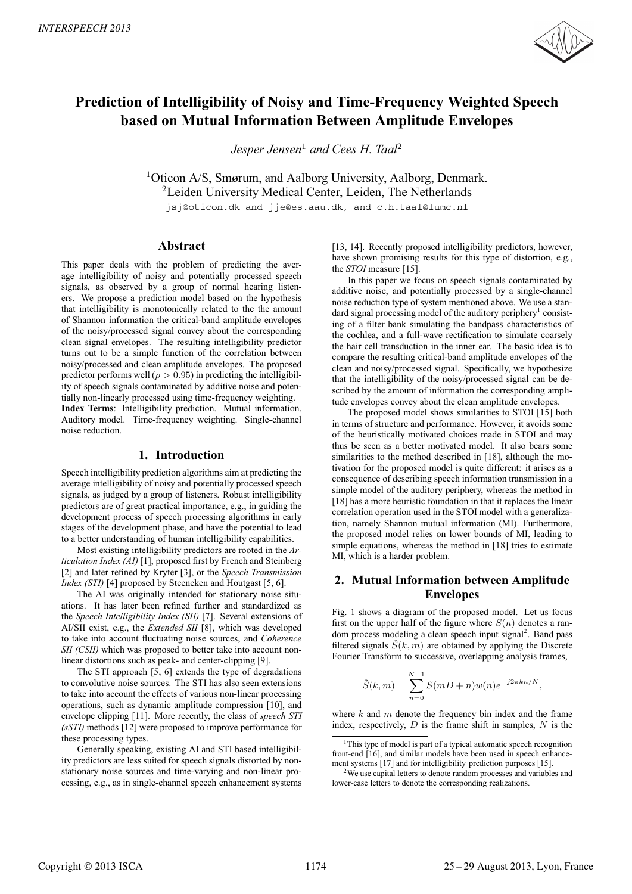# Prediction of Intelligibility of Noisy and Time-Frequency Weighted Speech based on Mutual Information Between Amplitude Envelopes

*Jesper Jensen*[1] *and Cees H. Taal*[2]

[1]Oticon A/S, Smørum, and Aalborg University, Aalborg, Denmark.
[2]Leiden University Medical Center, Leiden, The Netherlands

jsj@oticon.dk and jje@es.aau.dk, and c.h.taal@lumc.nl

## Abstract

This paper deals with the problem of predicting the average intelligibility of noisy and potentially processed speech signals, as observed by a group of normal hearing listeners. We propose a prediction model based on the hypothesis that intelligibility is monotonically related to the the amount of Shannon information the critical-band amplitude envelopes of the noisy/processed signal convey about the corresponding clean signal envelopes. The resulting intelligibility predictor turns out to be a simple function of the correlation between noisy/processed and clean amplitude envelopes. The proposed predictor performs well ($\rho > 0.95$) in predicting the intelligibility of speech signals contaminated by additive noise and potentially non-linearly processed using time-frequency weighting.

**Index Terms**: Intelligibility prediction. Mutual information. Auditory model. Time-frequency weighting. Single-channel noise reduction.

## 1. Introduction

Speech intelligibility prediction algorithms aim at predicting the average intelligibility of noisy and potentially processed speech signals, as judged by a group of listeners. Robust intelligibility predictors are of great practical importance, e.g., in guiding the development process of speech processing algorithms in early stages of the development phase, and have the potential to lead to a better understanding of human intelligibility capabilities.

Most existing intelligibility predictors are rooted in the *Articulation Index (AI)* [1], proposed first by French and Steinberg [2] and later refined by Kryter [3], or the *Speech Transmission Index (STI)* [4] proposed by Steeneken and Houtgast [5, 6].

The AI was originally intended for stationary noise situations. It has later been refined further and standardized as the *Speech Intelligibility Index (SII)* [7]. Several extensions of AI/SII exist, e.g., the *Extended SII* [8], which was developed to take into account fluctuating noise sources, and *Coherence SII (CSII)* which was proposed to better take into account non-linear distortions such as peak- and center-clipping [9].

The STI approach [5, 6] extends the type of degradations to convolutive noise sources. The STI has also seen extensions to take into account the effects of various non-linear processing operations, such as dynamic amplitude compression [10], and envelope clipping [11]. More recently, the class of *speech STI (sSTI)* methods [12] were proposed to improve performance for these processing types.

Generally speaking, existing AI and STI based intelligibility predictors are less suited for speech signals distorted by non-stationary noise sources and time-varying and non-linear processing, e.g., as in single-channel speech enhancement systems [13, 14]. Recently proposed intelligibility predictors, however, have shown promising results for this type of distortion, e.g., the *STOI* measure [15].

In this paper we focus on speech signals contaminated by additive noise, and potentially processed by a single-channel noise reduction type of system mentioned above. We use a standard signal processing model of the auditory periphery[1] consisting of a filter bank simulating the bandpass characteristics of the cochlea, and a full-wave rectification to simulate coarsely the hair cell transduction in the inner ear. The basic idea is to compare the resulting critical-band amplitude envelopes of the clean and noisy/processed signal. Specifically, we hypothesize that the intelligibility of the noisy/processed signal can be described by the amount of information the corresponding amplitude envelopes convey about the clean amplitude envelopes.

The proposed model shows similarities to STOI [15] both in terms of structure and performance. However, it avoids some of the heuristically motivated choices made in STOI and may thus be seen as a better motivated model. It also bears some similarities to the method described in [18], although the motivation for the proposed model is quite different: it arises as a consequence of describing speech information transmission in a simple model of the auditory periphery, whereas the method in [18] has a more heuristic foundation in that it replaces the linear correlation operation used in the STOI model with a generalization, namely Shannon mutual information (MI). Furthermore, the proposed model relies on lower bounds of MI, leading to simple equations, whereas the method in [18] tries to estimate MI, which is a harder problem.

## 2. Mutual Information between Amplitude Envelopes

Fig. 1 shows a diagram of the proposed model. Let us focus first on the upper half of the figure where $S(n)$ denotes a random process modeling a clean speech input signal[2]. Band pass filtered signals $\tilde{S}(k,m)$ are obtained by applying the Discrete Fourier Transform to successive, overlapping analysis frames,

$$\tilde{S}(k,m) = \sum_{n=0}^{N-1} S(mD+n)w(n)e^{-j2\pi kn/N},$$

where $k$ and $m$ denote the frequency bin index and the frame index, respectively, $D$ is the frame shift in samples, $N$ is the

[1]This type of model is part of a typical automatic speech recognition front-end [16], and similar models have been used in speech enhancement systems [17] and for intelligibility prediction purposes [15].

[2]We use capital letters to denote random processes and variables and lower-case letters to denote the corresponding realizations.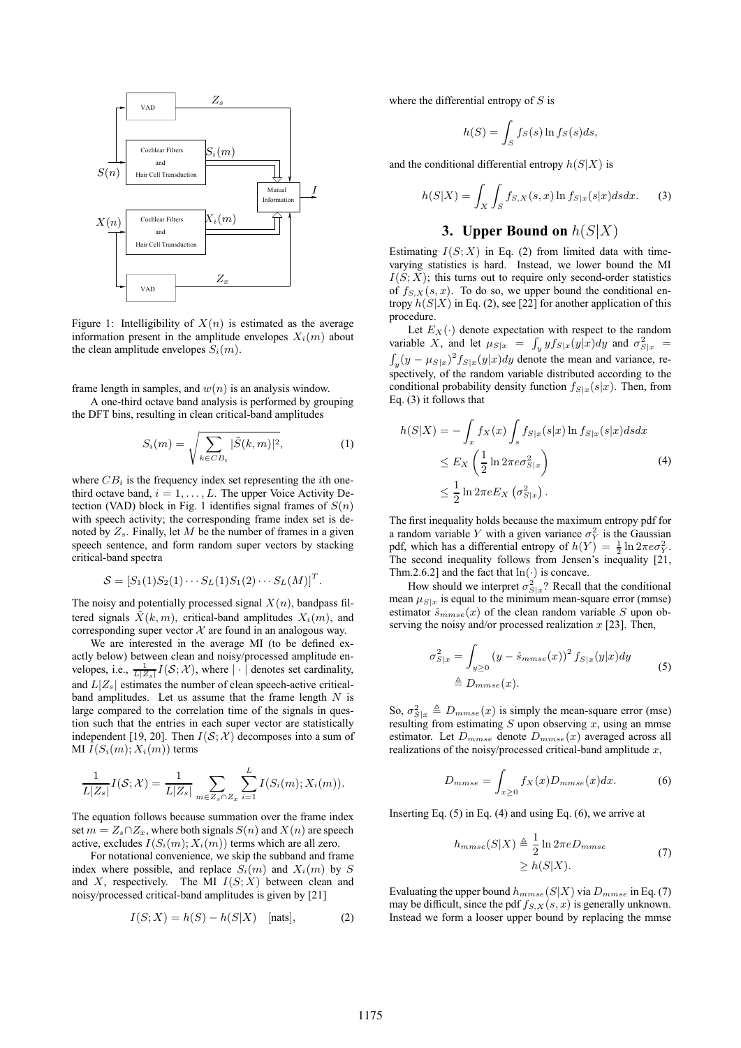Figure 1: Intelligibility of $X(n)$ is estimated as the average information present in the amplitude envelopes $X_i(m)$ about the clean amplitude envelopes $S_i(m)$.

frame length in samples, and $w(n)$ is an analysis window.

A one-third octave band analysis is performed by grouping the DFT bins, resulting in clean critical-band amplitudes

$$S_i(m) = \sqrt{\sum_{k \in CB_i} |\tilde{S}(k,m)|^2}, \tag{1}$$

where $CB_i$ is the frequency index set representing the $i$th one-third octave band, $i = 1, \ldots, L$. The upper Voice Activity Detection (VAD) block in Fig. 1 identifies signal frames of $S(n)$ with speech activity; the corresponding frame index set is denoted by $Z_s$. Finally, let $M$ be the number of frames in a given speech sentence, and form random super vectors by stacking critical-band spectra

$$\mathcal{S} = [S_1(1) S_2(1) \cdots S_L(1) S_1(2) \cdots S_L(M)]^T.$$

The noisy and potentially processed signal $X(n)$, bandpass filtered signals $\tilde{X}(k,m)$, critical-band amplitudes $X_i(m)$, and corresponding super vector $\mathcal{X}$ are found in an analogous way.

We are interested in the average MI (to be defined exactly below) between clean and noisy/processed amplitude envelopes, i.e., $\frac{1}{L|Z_s|} I(\mathcal{S}; \mathcal{X})$, where $|\cdot|$ denotes set cardinality, and $L|Z_s|$ estimates the number of clean speech-active critical-band amplitudes. Let us assume that the frame length $N$ is large compared to the correlation time of the signals in question such that the entries in each super vector are statistically independent [19, 20]. Then $I(\mathcal{S}; \mathcal{X})$ decomposes into a sum of MI $I(S_i(m); X_i(m))$ terms

$$\frac{1}{L|Z_s|} I(\mathcal{S}; \mathcal{X}) = \frac{1}{L|Z_s|} \sum_{m \in Z_s \cap Z_x} \sum_{i=1}^{L} I(S_i(m); X_i(m)).$$

The equation follows because summation over the frame index set $m = Z_s \cap Z_x$, where both signals $S(n)$ and $X(n)$ are speech active, excludes $I(S_i(m); X_i(m))$ terms which are all zero.

For notational convenience, we skip the subband and frame index where possible, and replace $S_i(m)$ and $X_i(m)$ by $S$ and $X$, respectively. The MI $I(S; X)$ between clean and noisy/processed critical-band amplitudes is given by [21]

$$I(S; X) = h(S) - h(S|X) \quad \text{[nats]}, \tag{2}$$

where the differential entropy of $S$ is

$$h(S) = \int_S f_S(s) \ln f_S(s) ds,$$

and the conditional differential entropy $h(S|X)$ is

$$h(S|X) = \int_X \int_S f_{S,X}(s,x) \ln f_{S|x}(s|x) ds dx. \tag{3}$$

## 3. Upper Bound on $h(S|X)$

Estimating $I(S; X)$ in Eq. (2) from limited data with time-varying statistics is hard. Instead, we lower bound the MI $I(S; X)$; this turns out to require only second-order statistics of $f_{S,X}(s,x)$. To do so, we upper bound the conditional entropy $h(S|X)$ in Eq. (2), see [22] for another application of this procedure.

Let $E_X(\cdot)$ denote expectation with respect to the random variable $X$, and let $\mu_{S|x} = \int_y y f_{S|x}(y|x) dy$ and $\sigma^2_{S|x} = \int_y (y - \mu_{S|x})^2 f_{S|x}(y|x) dy$ denote the mean and variance, respectively, of the random variable distributed according to the conditional probability density function $f_{S|x}(s|x)$. Then, from Eq. (3) it follows that

$$\begin{aligned}
h(S|X) &= -\int_x f_X(x) \int_s f_{S|x}(s|x) \ln f_{S|x}(s|x) ds dx \\
&\leq E_X \left( \frac{1}{2} \ln 2\pi e \sigma^2_{S|x} \right) \\
&\leq \frac{1}{2} \ln 2\pi e E_X \left( \sigma^2_{S|x} \right).
\end{aligned} \tag{4}$$

The first inequality holds because the maximum entropy pdf for a random variable $Y$ with a given variance $\sigma^2_Y$ is the Gaussian pdf, which has a differential entropy of $h(Y) = \frac{1}{2} \ln 2\pi e \sigma^2_Y$. The second inequality follows from Jensen's inequality [21, Thm.2.6.2] and the fact that $\ln(\cdot)$ is concave.

How should we interpret $\sigma^2_{S|x}$? Recall that the conditional mean $\mu_{S|x}$ is equal to the minimum mean-square error (mmse) estimator $\hat{s}_{mmse}(x)$ of the clean random variable $S$ upon observing the noisy and/or processed realization $x$ [23]. Then,

$$\begin{aligned}
\sigma^2_{S|x} &= \int_{y \geq 0} (y - \hat{s}_{mmse}(x))^2 f_{S|x}(y|x) dy \\
&\triangleq D_{mmse}(x).
\end{aligned} \tag{5}$$

So, $\sigma^2_{S|x} \triangleq D_{mmse}(x)$ is simply the mean-square error (mse) resulting from estimating $S$ upon observing $x$, using an mmse estimator. Let $D_{mmse}$ denote $D_{mmse}(x)$ averaged across all realizations of the noisy/processed critical-band amplitude $x$,

$$D_{mmse} = \int_{x \geq 0} f_X(x) D_{mmse}(x) dx. \tag{6}$$

Inserting Eq. (5) in Eq. (4) and using Eq. (6), we arrive at

$$\begin{aligned}
h_{mmse}(S|X) &\triangleq \frac{1}{2} \ln 2\pi e D_{mmse} \\
&\geq h(S|X).
\end{aligned} \tag{7}$$

Evaluating the upper bound $h_{mmse}(S|X)$ via $D_{mmse}$ in Eq. (7) may be difficult, since the pdf $f_{S,X}(s,x)$ is generally unknown. Instead we form a looser upper bound by replacing the mmse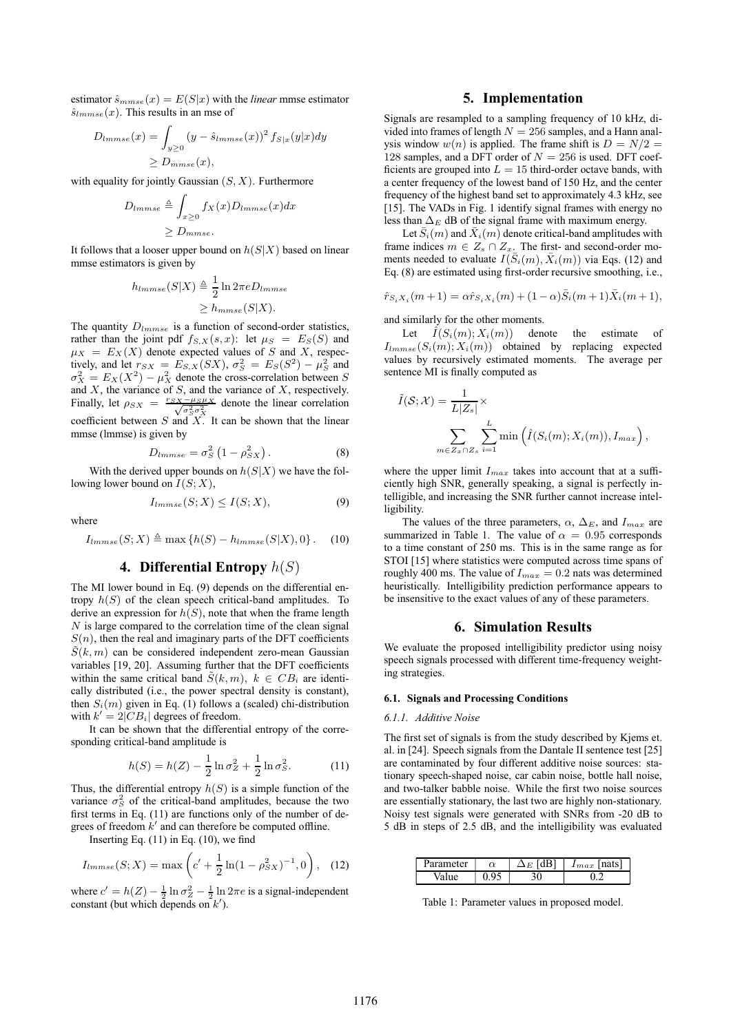estimator $\hat{s}_{mmse}(x) = E(S|x)$ with the *linear* mmse estimator $\hat{s}_{lmmse}(x)$. This results in an mse of

$$D_{lmmse}(x) = \int_{y \geq 0} (y - \hat{s}_{lmmse}(x))^2 f_{S|x}(y|x) dy$$
$$\geq D_{mmse}(x),$$

with equality for jointly Gaussian $(S, X)$. Furthermore

$$D_{lmmse} \triangleq \int_{x \geq 0} f_X(x) D_{lmmse}(x) dx$$
$$\geq D_{mmse}.$$

It follows that a looser upper bound on $h(S|X)$ based on linear mmse estimators is given by

$$h_{lmmse}(S|X) \triangleq \frac{1}{2} \ln 2\pi e D_{lmmse}$$
$$\geq h_{mmse}(S|X).$$

The quantity $D_{lmmse}$ is a function of second-order statistics, rather than the joint pdf $f_{S,X}(s,x)$: let $\mu_S = E_S(S)$ and $\mu_X = E_X(X)$ denote expected values of $S$ and $X$, respectively, and let $r_{SX} = E_{S,X}(SX)$, $\sigma_S^2 = E_S(S^2) - \mu_S^2$ and $\sigma_X^2 = E_X(X^2) - \mu_X^2$ denote the cross-correlation between $S$ and $X$, the variance of $S$, and the variance of $X$, respectively. Finally, let $\rho_{SX} = \frac{r_{SX} - \mu_S \mu_X}{\sqrt{\sigma_S^2 \sigma_X^2}}$ denote the linear correlation coefficient between $S$ and $X$. It can be shown that the linear mmse (lmmse) is given by

$$D_{lmmse} = \sigma_S^2 \left(1 - \rho_{SX}^2\right). \quad (8)$$

With the derived upper bounds on $h(S|X)$ we have the following lower bound on $I(S;X)$,

$$I_{lmmse}(S;X) \leq I(S;X), \quad (9)$$

where

$$I_{lmmse}(S;X) \triangleq \max\left\{h(S) - h_{lmmse}(S|X), 0\right\}. \quad (10)$$

## 4. Differential Entropy $h(S)$

The MI lower bound in Eq. (9) depends on the differential entropy $h(S)$ of the clean speech critical-band amplitudes. To derive an expression for $h(S)$, note that when the frame length $N$ is large compared to the correlation time of the clean signal $S(n)$, then the real and imaginary parts of the DFT coefficients $\tilde{S}(k,m)$ can be considered independent zero-mean Gaussian variables [19, 20]. Assuming further that the DFT coefficients within the same critical band $\tilde{S}(k,m)$, $k \in CB_i$ are identically distributed (i.e., the power spectral density is constant), then $S_i(m)$ given in Eq. (1) follows a (scaled) chi-distribution with $k' = 2|CB_i|$ degrees of freedom.

It can be shown that the differential entropy of the corresponding critical-band amplitude is

$$h(S) = h(Z) - \frac{1}{2}\ln\sigma_Z^2 + \frac{1}{2}\ln\sigma_S^2. \quad (11)$$

Thus, the differential entropy $h(S)$ is a simple function of the variance $\sigma_S^2$ of the critical-band amplitudes, because the two first terms in Eq. (11) are functions only of the number of degrees of freedom $k'$ and can therefore be computed offline.

Inserting Eq. (11) in Eq. (10), we find

$$I_{lmmse}(S;X) = \max\left(c' + \frac{1}{2}\ln(1-\rho_{SX}^2)^{-1}, 0\right), \quad (12)$$

where $c' = h(Z) - \frac{1}{2}\ln\sigma_Z^2 - \frac{1}{2}\ln 2\pi e$ is a signal-independent constant (but which depends on $k'$).

## 5. Implementation

Signals are resampled to a sampling frequency of 10 kHz, divided into frames of length $N = 256$ samples, and a Hann analysis window $w(n)$ is applied. The frame shift is $D = N/2 = 128$ samples, and a DFT order of $N = 256$ is used. DFT coefficients are grouped into $L = 15$ third-order octave bands, with a center frequency of the lowest band of 150 Hz, and the center frequency of the highest band set to approximately 4.3 kHz, see [15]. The VADs in Fig. 1 identify signal frames with energy no less than $\Delta_E$ dB of the signal frame with maximum energy.

Let $\bar{S}_i(m)$ and $\bar{X}_i(m)$ denote critical-band amplitudes with frame indices $m \in Z_s \cap Z_x$. The first- and second-order moments needed to evaluate $I(\bar{S}_i(m), \bar{X}_i(m))$ via Eqs. (12) and Eq. (8) are estimated using first-order recursive smoothing, i.e.,

$$\hat{r}_{S_i X_i}(m+1) = \alpha \hat{r}_{S_i X_i}(m) + (1-\alpha)\bar{S}_i(m+1)\bar{X}_i(m+1),$$

and similarly for the other moments.

Let $\hat{I}(S_i(m); X_i(m))$ denote the estimate of $I_{lmmse}(S_i(m); X_i(m))$ obtained by replacing expected values by recursively estimated moments. The average per sentence MI is finally computed as

$$\tilde{I}(\mathcal{S};\mathcal{X}) = \frac{1}{L|Z_s|} \times \sum_{m \in Z_x \cap Z_s} \sum_{i=1}^{L} \min\left(\hat{I}(S_i(m); X_i(m)), I_{max}\right),$$

where the upper limit $I_{max}$ takes into account that at a sufficiently high SNR, generally speaking, a signal is perfectly intelligible, and increasing the SNR further cannot increase intelligibility.

The values of the three parameters, $\alpha$, $\Delta_E$, and $I_{max}$ are summarized in Table 1. The value of $\alpha = 0.95$ corresponds to a time constant of 250 ms. This is in the same range as for STOI [15] where statistics were computed across time spans of roughly 400 ms. The value of $I_{max} = 0.2$ nats was determined heuristically. Intelligibility prediction performance appears to be insensitive to the exact values of any of these parameters.

## 6. Simulation Results

We evaluate the proposed intelligibility predictor using noisy speech signals processed with different time-frequency weighting strategies.

#### 6.1. Signals and Processing Conditions

##### *6.1.1. Additive Noise*

The first set of signals is from the study described by Kjems et. al. in [24]. Speech signals from the Dantale II sentence test [25] are contaminated by four different additive noise sources: stationary speech-shaped noise, car cabin noise, bottle hall noise, and two-talker babble noise. While the first two noise sources are essentially stationary, the last two are highly non-stationary. Noisy test signals were generated with SNRs from -20 dB to 5 dB in steps of 2.5 dB, and the intelligibility was evaluated

| Parameter | $\alpha$ | $\Delta_E$ [dB] | $I_{max}$ [nats] |
|---|---|---|---|
| Value | 0.95 | 30 | 0.2 |

Table 1: Parameter values in proposed model.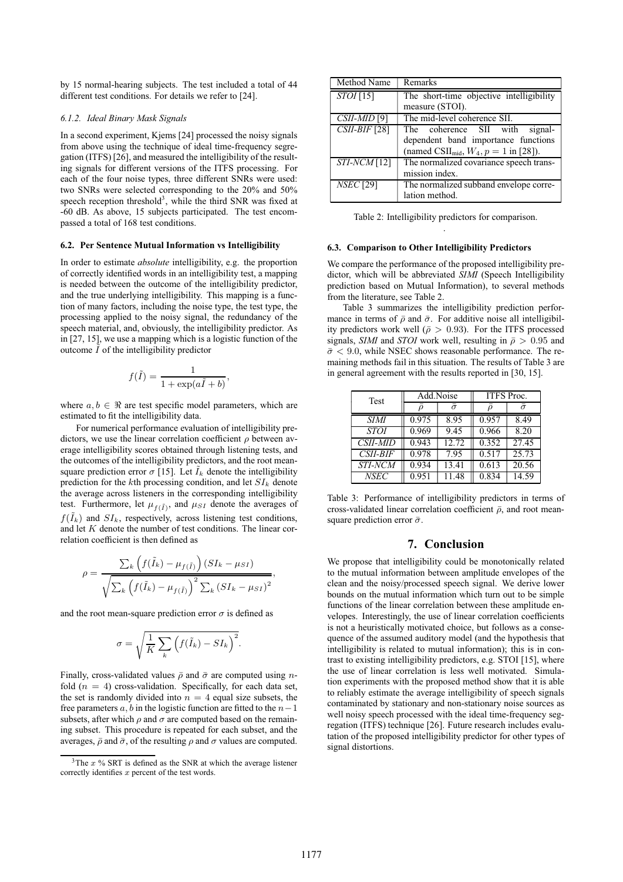by 15 normal-hearing subjects. The test included a total of 44 different test conditions. For details we refer to [24].

#### 6.1.2. Ideal Binary Mask Signals

In a second experiment, Kjems [24] processed the noisy signals from above using the technique of ideal time-frequency segregation (ITFS) [26], and measured the intelligibility of the resulting signals for different versions of the ITFS processing. For each of the four noise types, three different SNRs were used: two SNRs were selected corresponding to the 20% and 50% speech reception threshold[3], while the third SNR was fixed at -60 dB. As above, 15 subjects participated. The test encompassed a total of 168 test conditions.

### 6.2. Per Sentence Mutual Information vs Intelligibility

In order to estimate *absolute* intelligibility, e.g. the proportion of correctly identified words in an intelligibility test, a mapping is needed between the outcome of the intelligibility predictor, and the true underlying intelligibility. This mapping is a function of many factors, including the noise type, the test type, the processing applied to the noisy signal, the redundancy of the speech material, and, obviously, the intelligibility predictor. As in [27, 15], we use a mapping which is a logistic function of the outcome $\tilde{I}$ of the intelligibility predictor

$$f(\tilde{I}) = \frac{1}{1 + \exp(a\tilde{I} + b)},$$

where $a, b \in \Re$ are test specific model parameters, which are estimated to fit the intelligibility data.

For numerical performance evaluation of intelligibility predictors, we use the linear correlation coefficient $\rho$ between average intelligibility scores obtained through listening tests, and the outcomes of the intelligibility predictors, and the root mean-square prediction error $\sigma$ [15]. Let $\tilde{I}_k$ denote the intelligibility prediction for the $k$th processing condition, and let $SI_k$ denote the average across listeners in the corresponding intelligibility test. Furthermore, let $\mu_{f(\tilde{I})}$, and $\mu_{SI}$ denote the averages of $f(\tilde{I}_k)$ and $SI_k$, respectively, across listening test conditions, and let $K$ denote the number of test conditions. The linear correlation coefficient is then defined as

$$\rho = \frac{\sum_k \left(f(\tilde{I}_k) - \mu_{f(\tilde{I})}\right)(SI_k - \mu_{SI})}{\sqrt{\sum_k \left(f(\tilde{I}_k) - \mu_{f(\tilde{I})}\right)^2 \sum_k (SI_k - \mu_{SI})^2}},$$

and the root mean-square prediction error $\sigma$ is defined as

$$\sigma = \sqrt{\frac{1}{K}\sum_k \left(f(\tilde{I}_k) - SI_k\right)^2}.$$

Finally, cross-validated values $\bar{\rho}$ and $\bar{\sigma}$ are computed using $n$-fold ($n = 4$) cross-validation. Specifically, for each data set, the set is randomly divided into $n = 4$ equal size subsets, the free parameters $a, b$ in the logistic function are fitted to the $n-1$ subsets, after which $\rho$ and $\sigma$ are computed based on the remaining subset. This procedure is repeated for each subset, and the averages, $\bar{\rho}$ and $\bar{\sigma}$, of the resulting $\rho$ and $\sigma$ values are computed.

[3] The $x$ % SRT is defined as the SNR at which the average listener correctly identifies $x$ percent of the test words.

| Method Name | Remarks |
|---|---|
| *STOI* [15] | The short-time objective intelligibility measure (STOI). |
| *CSII-MID* [9] | The mid-level coherence SII. |
| *CSII-BIF* [28] | The coherence SII with signal-dependent band importance functions (named $\text{CSII}_{\text{mid}}$, $W_4, p = 1$ in [28]). |
| *STI-NCM* [12] | The normalized covariance speech transmission index. |
| *NSEC* [29] | The normalized subband envelope correlation method. |

Table 2: Intelligibility predictors for comparison.

### 6.3. Comparison to Other Intelligibility Predictors

We compare the performance of the proposed intelligibility predictor, which will be abbreviated *SIMI* (Speech Intelligibility prediction based on Mutual Information), to several methods from the literature, see Table 2.

Table 3 summarizes the intelligibility prediction performance in terms of $\bar{\rho}$ and $\bar{\sigma}$. For additive noise all intelligibility predictors work well ($\bar{\rho} > 0.93$). For the ITFS processed signals, *SIMI* and *STOI* work well, resulting in $\bar{\rho} > 0.95$ and $\bar{\sigma} < 9.0$, while NSEC shows reasonable performance. The remaining methods fail in this situation. The results of Table 3 are in general agreement with the results reported in [30, 15].

| Test | Add.Noise | | ITFS Proc. | |
|---|---|---|---|---|
| | $\bar{\rho}$ | $\bar{\sigma}$ | $\bar{\rho}$ | $\bar{\sigma}$ |
| *SIMI* | 0.975 | 8.95 | 0.957 | 8.49 |
| *STOI* | 0.969 | 9.45 | 0.966 | 8.20 |
| *CSII-MID* | 0.943 | 12.72 | 0.352 | 27.45 |
| *CSII-BIF* | 0.978 | 7.95 | 0.517 | 25.73 |
| *STI-NCM* | 0.934 | 13.41 | 0.613 | 20.56 |
| *NSEC* | 0.951 | 11.48 | 0.834 | 14.59 |

Table 3: Performance of intelligibility predictors in terms of cross-validated linear correlation coefficient $\bar{\rho}$, and root mean-square prediction error $\bar{\sigma}$.

## 7. Conclusion

We propose that intelligibility could be monotonically related to the mutual information between amplitude envelopes of the clean and the noisy/processed speech signal. We derive lower bounds on the mutual information which turn out to be simple functions of the linear correlation between these amplitude envelopes. Interestingly, the use of linear correlation coefficients is not a heuristically motivated choice, but follows as a consequence of the assumed auditory model (and the hypothesis that intelligibility is related to mutual information); this is in contrast to existing intelligibility predictors, e.g. STOI [15], where the use of linear correlation is less well motivated. Simulation experiments with the proposed method show that it is able to reliably estimate the average intelligibility of speech signals contaminated by stationary and non-stationary noise sources as well noisy speech processed with the ideal time-frequency segregation (ITFS) technique [26]. Future research includes evaluation of the proposed intelligibility predictor for other types of signal distortions.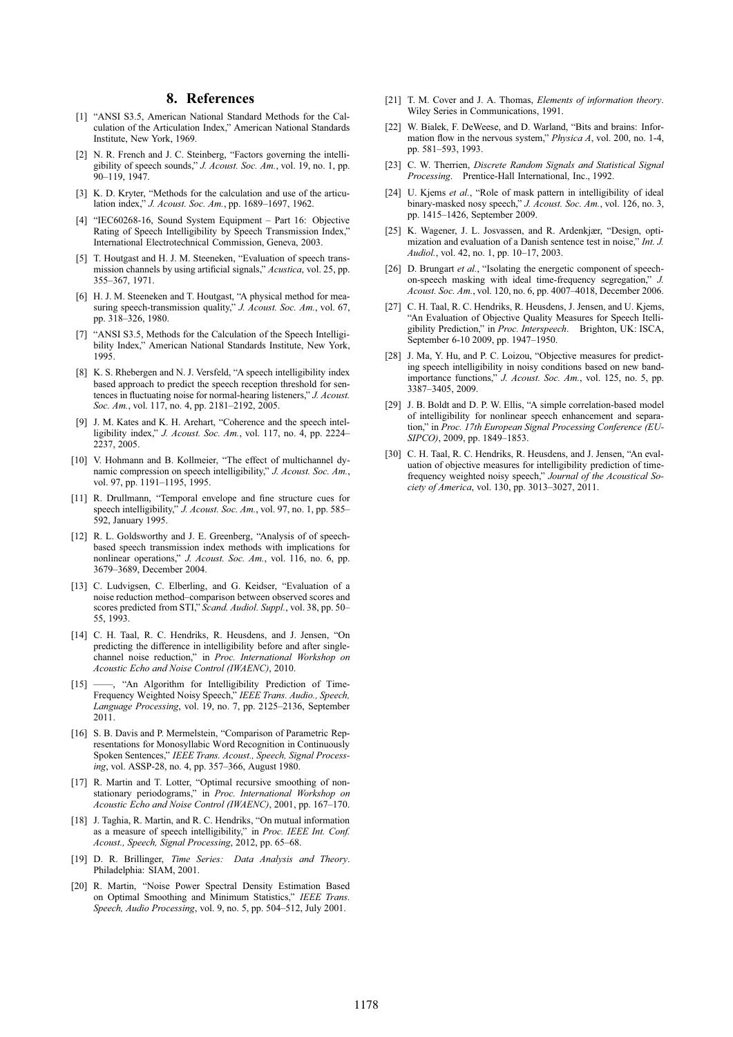## 8. References

[1] "ANSI S3.5, American National Standard Methods for the Calculation of the Articulation Index," American National Standards Institute, New York, 1969.

[2] N. R. French and J. C. Steinberg, "Factors governing the intelligibility of speech sounds," *J. Acoust. Soc. Am.*, vol. 19, no. 1, pp. 90–119, 1947.

[3] K. D. Kryter, "Methods for the calculation and use of the articulation index," *J. Acoust. Soc. Am.*, pp. 1689–1697, 1962.

[4] "IEC60268-16, Sound System Equipment – Part 16: Objective Rating of Speech Intelligibility by Speech Transmission Index," International Electrotechnical Commission, Geneva, 2003.

[5] T. Houtgast and H. J. M. Steeneken, "Evaluation of speech transmission channels by using artificial signals," *Acustica*, vol. 25, pp. 355–367, 1971.

[6] H. J. M. Steeneken and T. Houtgast, "A physical method for measuring speech-transmission quality," *J. Acoust. Soc. Am.*, vol. 67, pp. 318–326, 1980.

[7] "ANSI S3.5, Methods for the Calculation of the Speech Intelligibility Index," American National Standards Institute, New York, 1995.

[8] K. S. Rhebergen and N. J. Versfeld, "A speech intelligibility index based approach to predict the speech reception threshold for sentences in fluctuating noise for normal-hearing listeners," *J. Acoust. Soc. Am.*, vol. 117, no. 4, pp. 2181–2192, 2005.

[9] J. M. Kates and K. H. Arehart, "Coherence and the speech intelligibility index," *J. Acoust. Soc. Am.*, vol. 117, no. 4, pp. 2224–2237, 2005.

[10] V. Hohmann and B. Kollmeier, "The effect of multichannel dynamic compression on speech intelligibility," *J. Acoust. Soc. Am.*, vol. 97, pp. 1191–1195, 1995.

[11] R. Drullmann, "Temporal envelope and fine structure cues for speech intelligibility," *J. Acoust. Soc. Am.*, vol. 97, no. 1, pp. 585–592, January 1995.

[12] R. L. Goldsworthy and J. E. Greenberg, "Analysis of of speech-based speech transmission index methods with implications for nonlinear operations," *J. Acoust. Soc. Am.*, vol. 116, no. 6, pp. 3679–3689, December 2004.

[13] C. Ludvigsen, C. Elberling, and G. Keidser, "Evaluation of a noise reduction method–comparison between observed scores and scores predicted from STI," *Scand. Audiol. Suppl.*, vol. 38, pp. 50–55, 1993.

[14] C. H. Taal, R. C. Hendriks, R. Heusdens, and J. Jensen, "On predicting the difference in intelligibility before and after single-channel noise reduction," in *Proc. International Workshop on Acoustic Echo and Noise Control (IWAENC)*, 2010.

[15] ——, "An Algorithm for Intelligibility Prediction of Time-Frequency Weighted Noisy Speech," *IEEE Trans. Audio., Speech, Language Processing*, vol. 19, no. 7, pp. 2125–2136, September 2011.

[16] S. B. Davis and P. Mermelstein, "Comparison of Parametric Representations for Monosyllabic Word Recognition in Continuously Spoken Sentences," *IEEE Trans. Acoust., Speech, Signal Processing*, vol. ASSP-28, no. 4, pp. 357–366, August 1980.

[17] R. Martin and T. Lotter, "Optimal recursive smoothing of non-stationary periodograms," in *Proc. International Workshop on Acoustic Echo and Noise Control (IWAENC)*, 2001, pp. 167–170.

[18] J. Taghia, R. Martin, and R. C. Hendriks, "On mutual information as a measure of speech intelligibility," in *Proc. IEEE Int. Conf. Acoust., Speech, Signal Processing*, 2012, pp. 65–68.

[19] D. R. Brillinger, *Time Series: Data Analysis and Theory*. Philadelphia: SIAM, 2001.

[20] R. Martin, "Noise Power Spectral Density Estimation Based on Optimal Smoothing and Minimum Statistics," *IEEE Trans. Speech, Audio Processing*, vol. 9, no. 5, pp. 504–512, July 2001.

[21] T. M. Cover and J. A. Thomas, *Elements of information theory*. Wiley Series in Communications, 1991.

[22] W. Bialek, F. DeWeese, and D. Warland, "Bits and brains: Information flow in the nervous system," *Physica A*, vol. 200, no. 1-4, pp. 581–593, 1993.

[23] C. W. Therrien, *Discrete Random Signals and Statistical Signal Processing*. Prentice-Hall International, Inc., 1992.

[24] U. Kjems *et al.*, "Role of mask pattern in intelligibility of ideal binary-masked nosy speech," *J. Acoust. Soc. Am.*, vol. 126, no. 3, pp. 1415–1426, September 2009.

[25] K. Wagener, J. L. Josvassen, and R. Ardenkjær, "Design, optimization and evaluation of a Danish sentence test in noise," *Int. J. Audiol.*, vol. 42, no. 1, pp. 10–17, 2003.

[26] D. Brungart *et al.*, "Isolating the energetic component of speech-on-speech masking with ideal time-frequency segregation," *J. Acoust. Soc. Am.*, vol. 120, no. 6, pp. 4007–4018, December 2006.

[27] C. H. Taal, R. C. Hendriks, R. Heusdens, J. Jensen, and U. Kjems, "An Evaluation of Objective Quality Measures for Speech Itelligibility Prediction," in *Proc. Interspeech*. Brighton, UK: ISCA, September 6-10 2009, pp. 1947–1950.

[28] J. Ma, Y. Hu, and P. C. Loizou, "Objective measures for predicting speech intelligibility in noisy conditions based on new band-importance functions," *J. Acoust. Soc. Am.*, vol. 125, no. 5, pp. 3387–3405, 2009.

[29] J. B. Boldt and D. P. W. Ellis, "A simple correlation-based model of intelligibility for nonlinear speech enhancement and separation," in *Proc. 17th European Signal Processing Conference (EUSIPCO)*, 2009, pp. 1849–1853.

[30] C. H. Taal, R. C. Hendriks, R. Heusdens, and J. Jensen, "An evaluation of objective measures for intelligibility prediction of time-frequency weighted noisy speech," *Journal of the Acoustical Society of America*, vol. 130, pp. 3013–3027, 2011.